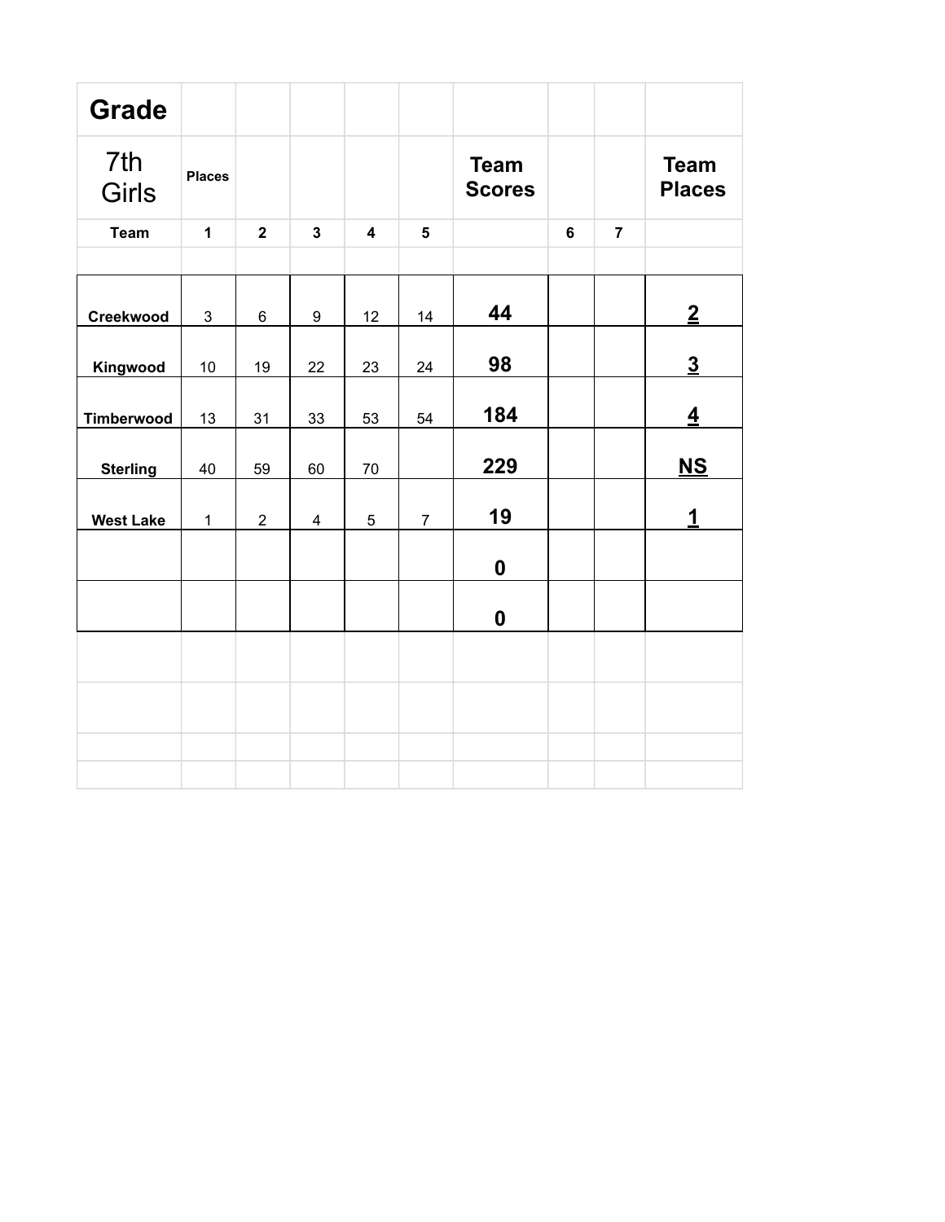| Grade | | | | | | | | | |
|---|---|---|---|---|---|---|---|---|---|
| 7th Girls | Places | | | | | Team Scores | | | Team Places |
| Team | 1 | 2 | 3 | 4 | 5 | | 6 | 7 | |
| | | | | | | | | | |
| Creekwood | 3 | 6 | 9 | 12 | 14 | 44 | | | 2 |
| Kingwood | 10 | 19 | 22 | 23 | 24 | 98 | | | 3 |
| Timberwood | 13 | 31 | 33 | 53 | 54 | 184 | | | 4 |
| Sterling | 40 | 59 | 60 | 70 | | 229 | | | NS |
| West Lake | 1 | 2 | 4 | 5 | 7 | 19 | | | 1 |
| | | | | | | 0 | | | |
| | | | | | | 0 | | | |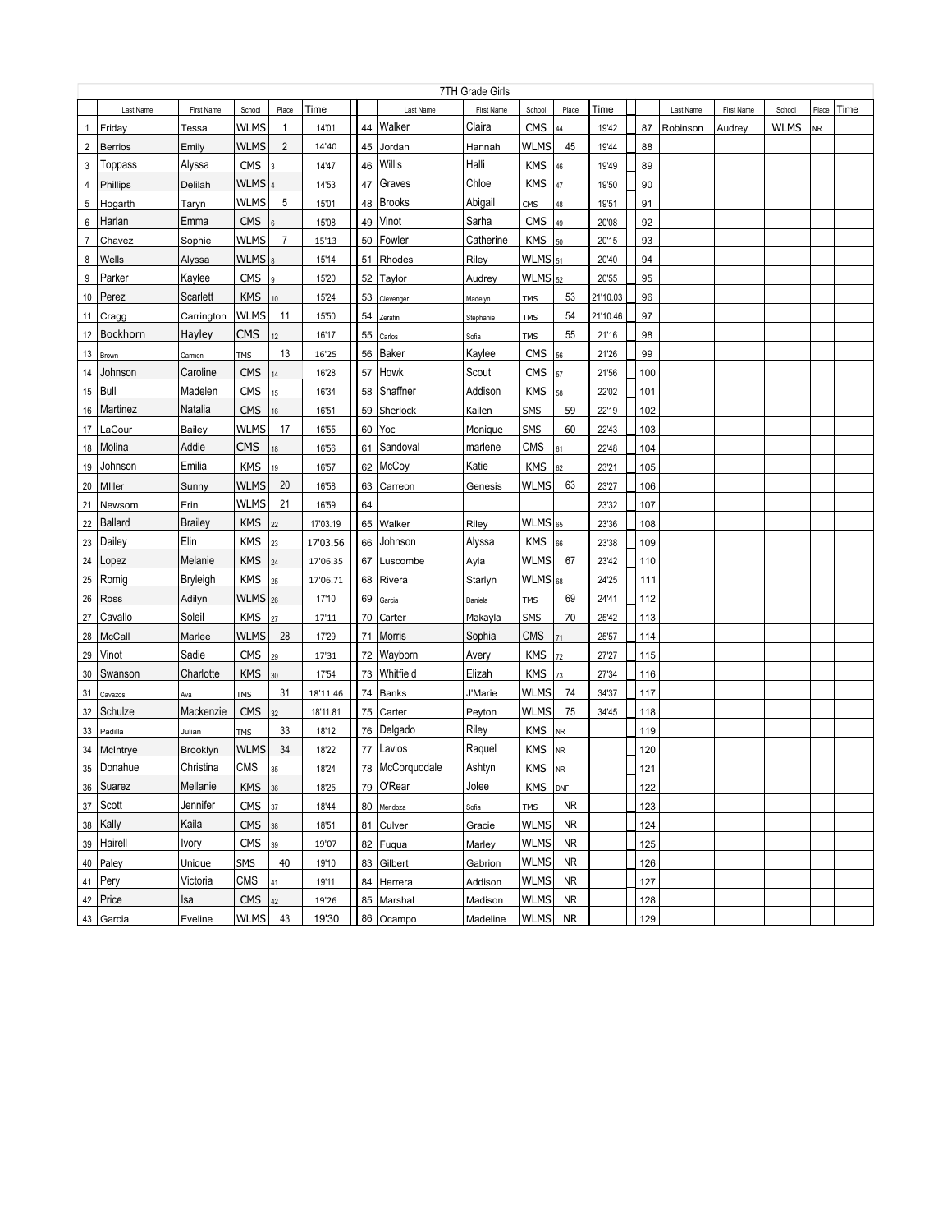## 7TH Grade Girls

| | Last Name | First Name | School | Place | Time | | | Last Name | First Name | School | Place | Time | | | Last Name | First Name | School | Place | Time |
|---|---|---|---|---|---|---|---|---|---|---|---|---|---|---|---|---|---|---|---|
| 1 | Friday | Tessa | WLMS | 1 | 14'01 | | 44 | Walker | Claira | CMS | 44 | 19'42 | | 87 | Robinson | Audrey | WLMS | NR | |
| 2 | Berrios | Emily | WLMS | 2 | 14'40 | | 45 | Jordan | Hannah | WLMS | 45 | 19'44 | | 88 | | | | | |
| 3 | Toppass | Alyssa | CMS | 3 | 14'47 | | 46 | Willis | Halli | KMS | 46 | 19'49 | | 89 | | | | | |
| 4 | Phillips | Delilah | WLMS | 4 | 14'53 | | 47 | Graves | Chloe | KMS | 47 | 19'50 | | 90 | | | | | |
| 5 | Hogarth | Taryn | WLMS | 5 | 15'01 | | 48 | Brooks | Abigail | CMS | 48 | 19'51 | | 91 | | | | | |
| 6 | Harlan | Emma | CMS | 6 | 15'08 | | 49 | Vinot | Sarha | CMS | 49 | 20'08 | | 92 | | | | | |
| 7 | Chavez | Sophie | WLMS | 7 | 15'13 | | 50 | Fowler | Catherine | KMS | 50 | 20'15 | | 93 | | | | | |
| 8 | Wells | Alyssa | WLMS | 8 | 15'14 | | 51 | Rhodes | Riley | WLMS | 51 | 20'40 | | 94 | | | | | |
| 9 | Parker | Kaylee | CMS | 9 | 15'20 | | 52 | Taylor | Audrey | WLMS | 52 | 20'55 | | 95 | | | | | |
| 10 | Perez | Scarlett | KMS | 10 | 15'24 | | 53 | Clevenger | Madelyn | TMS | 53 | 21'10.03 | | 96 | | | | | |
| 11 | Cragg | Carrington | WLMS | 11 | 15'50 | | 54 | Zerafin | Stephanie | TMS | 54 | 21'10.46 | | 97 | | | | | |
| 12 | Bockhorn | Hayley | CMS | 12 | 16'17 | | 55 | Carlos | Sofia | TMS | 55 | 21'16 | | 98 | | | | | |
| 13 | Brown | Carmen | TMS | 13 | 16'25 | | 56 | Baker | Kaylee | CMS | 56 | 21'26 | | 99 | | | | | |
| 14 | Johnson | Caroline | CMS | 14 | 16'28 | | 57 | Howk | Scout | CMS | 57 | 21'56 | | 100 | | | | | |
| 15 | Bull | Madelen | CMS | 15 | 16'34 | | 58 | Shaffner | Addison | KMS | 58 | 22'02 | | 101 | | | | | |
| 16 | Martinez | Natalia | CMS | 16 | 16'51 | | 59 | Sherlock | Kailen | SMS | 59 | 22'19 | | 102 | | | | | |
| 17 | LaCour | Bailey | WLMS | 17 | 16'55 | | 60 | Yoc | Monique | SMS | 60 | 22'43 | | 103 | | | | | |
| 18 | Molina | Addie | CMS | 18 | 16'56 | | 61 | Sandoval | marlene | CMS | 61 | 22'48 | | 104 | | | | | |
| 19 | Johnson | Emilia | KMS | 19 | 16'57 | | 62 | McCoy | Katie | KMS | 62 | 23'21 | | 105 | | | | | |
| 20 | MIller | Sunny | WLMS | 20 | 16'58 | | 63 | Carreon | Genesis | WLMS | 63 | 23'27 | | 106 | | | | | |
| 21 | Newsom | Erin | WLMS | 21 | 16'59 | | 64 | | | | | 23'32 | | 107 | | | | | |
| 22 | Ballard | Brailey | KMS | 22 | 17'03.19 | | 65 | Walker | Riley | WLMS | 65 | 23'36 | | 108 | | | | | |
| 23 | Dailey | Elin | KMS | 23 | 17'03.56 | | 66 | Johnson | Alyssa | KMS | 66 | 23'38 | | 109 | | | | | |
| 24 | Lopez | Melanie | KMS | 24 | 17'06.35 | | 67 | Luscombe | Ayla | WLMS | 67 | 23'42 | | 110 | | | | | |
| 25 | Romig | Bryleigh | KMS | 25 | 17'06.71 | | 68 | Rivera | Starlyn | WLMS | 68 | 24'25 | | 111 | | | | | |
| 26 | Ross | Adilyn | WLMS | 26 | 17'10 | | 69 | Garcia | Daniela | TMS | 69 | 24'41 | | 112 | | | | | |
| 27 | Cavallo | Soleil | KMS | 27 | 17'11 | | 70 | Carter | Makayla | SMS | 70 | 25'42 | | 113 | | | | | |
| 28 | McCall | Marlee | WLMS | 28 | 17'29 | | 71 | Morris | Sophia | CMS | 71 | 25'57 | | 114 | | | | | |
| 29 | Vinot | Sadie | CMS | 29 | 17'31 | | 72 | Wayborn | Avery | KMS | 72 | 27'27 | | 115 | | | | | |
| 30 | Swanson | Charlotte | KMS | 30 | 17'54 | | 73 | Whitfield | Elizah | KMS | 73 | 27'34 | | 116 | | | | | |
| 31 | Cavazos | Ava | TMS | 31 | 18'11.46 | | 74 | Banks | J'Marie | WLMS | 74 | 34'37 | | 117 | | | | | |
| 32 | Schulze | Mackenzie | CMS | 32 | 18'11.81 | | 75 | Carter | Peyton | WLMS | 75 | 34'45 | | 118 | | | | | |
| 33 | Padilla | Julian | TMS | 33 | 18'12 | | 76 | Delgado | Riley | KMS | NR | | | 119 | | | | | |
| 34 | McIntrye | Brooklyn | WLMS | 34 | 18'22 | | 77 | Lavios | Raquel | KMS | NR | | | 120 | | | | | |
| 35 | Donahue | Christina | CMS | 35 | 18'24 | | 78 | McCorquodale | Ashtyn | KMS | NR | | | 121 | | | | | |
| 36 | Suarez | Mellanie | KMS | 36 | 18'25 | | 79 | O'Rear | Jolee | KMS | DNF | | | 122 | | | | | |
| 37 | Scott | Jennifer | CMS | 37 | 18'44 | | 80 | Mendoza | Sofia | TMS | NR | | | 123 | | | | | |
| 38 | Kally | Kaila | CMS | 38 | 18'51 | | 81 | Culver | Gracie | WLMS | NR | | | 124 | | | | | |
| 39 | Hairell | Ivory | CMS | 39 | 19'07 | | 82 | Fuqua | Marley | WLMS | NR | | | 125 | | | | | |
| 40 | Paley | Unique | SMS | 40 | 19'10 | | 83 | Gilbert | Gabrion | WLMS | NR | | | 126 | | | | | |
| 41 | Pery | Victoria | CMS | 41 | 19'11 | | 84 | Herrera | Addison | WLMS | NR | | | 127 | | | | | |
| 42 | Price | Isa | CMS | 42 | 19'26 | | 85 | Marshal | Madison | WLMS | NR | | | 128 | | | | | |
| 43 | Garcia | Eveline | WLMS | 43 | 19'30 | | 86 | Ocampo | Madeline | WLMS | NR | | | 129 | | | | | |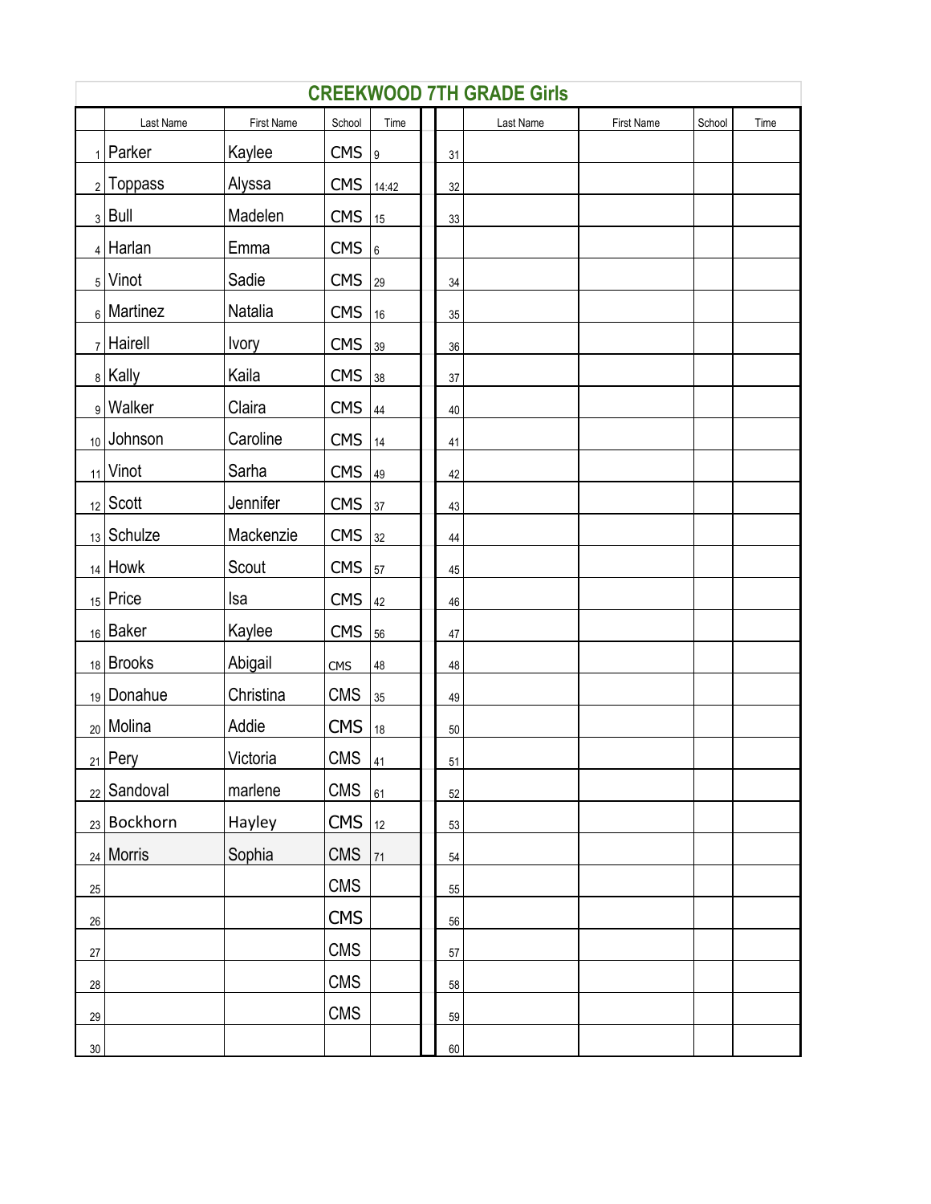# CREEKWOOD 7TH GRADE Girls

| | Last Name | First Name | School | Time | | Last Name | First Name | School | Time |
|---|---|---|---|---|---|---|---|---|---|
| 1 | Parker | Kaylee | CMS | 9 | 31 | | | | |
| 2 | Toppass | Alyssa | CMS | 14:42 | 32 | | | | |
| 3 | Bull | Madelen | CMS | 15 | 33 | | | | |
| 4 | Harlan | Emma | CMS | 6 | | | | | |
| 5 | Vinot | Sadie | CMS | 29 | 34 | | | | |
| 6 | Martinez | Natalia | CMS | 16 | 35 | | | | |
| 7 | Hairell | Ivory | CMS | 39 | 36 | | | | |
| 8 | Kally | Kaila | CMS | 38 | 37 | | | | |
| 9 | Walker | Claira | CMS | 44 | 40 | | | | |
| 10 | Johnson | Caroline | CMS | 14 | 41 | | | | |
| 11 | Vinot | Sarha | CMS | 49 | 42 | | | | |
| 12 | Scott | Jennifer | CMS | 37 | 43 | | | | |
| 13 | Schulze | Mackenzie | CMS | 32 | 44 | | | | |
| 14 | Howk | Scout | CMS | 57 | 45 | | | | |
| 15 | Price | Isa | CMS | 42 | 46 | | | | |
| 16 | Baker | Kaylee | CMS | 56 | 47 | | | | |
| 18 | Brooks | Abigail | CMS | 48 | 48 | | | | |
| 19 | Donahue | Christina | CMS | 35 | 49 | | | | |
| 20 | Molina | Addie | CMS | 18 | 50 | | | | |
| 21 | Pery | Victoria | CMS | 41 | 51 | | | | |
| 22 | Sandoval | marlene | CMS | 61 | 52 | | | | |
| 23 | Bockhorn | Hayley | CMS | 12 | 53 | | | | |
| 24 | Morris | Sophia | CMS | 71 | 54 | | | | |
| 25 | | | CMS | | 55 | | | | |
| 26 | | | CMS | | 56 | | | | |
| 27 | | | CMS | | 57 | | | | |
| 28 | | | CMS | | 58 | | | | |
| 29 | | | CMS | | 59 | | | | |
| 30 | | | | | 60 | | | | |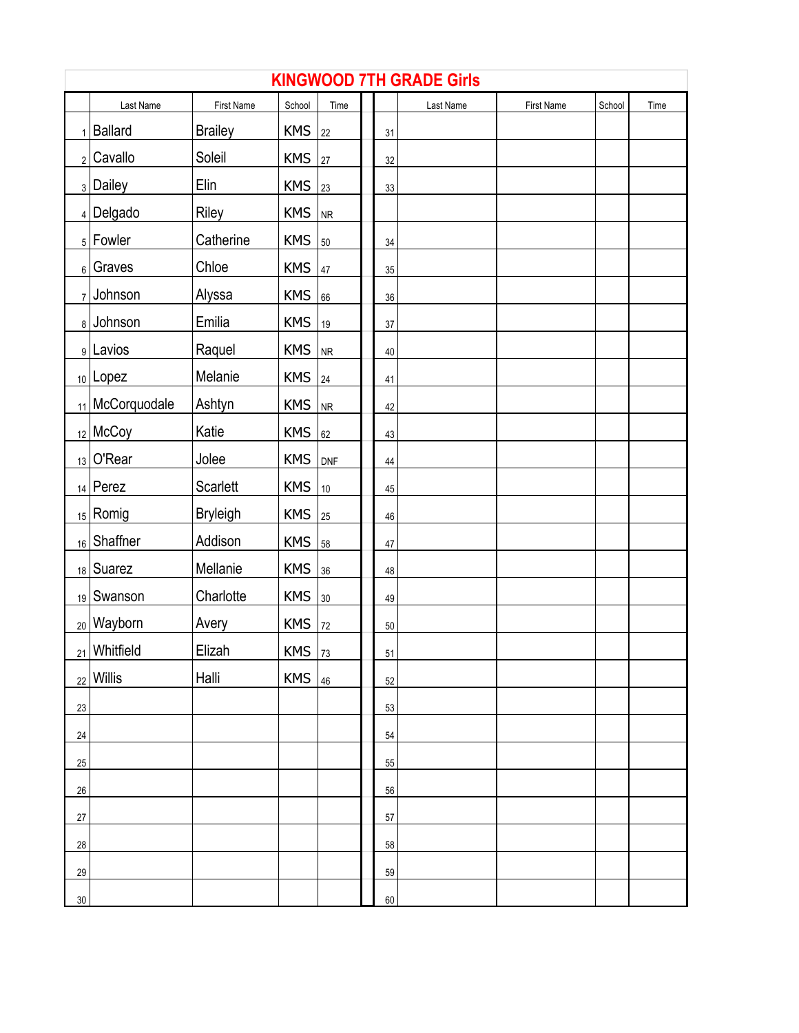# KINGWOOD 7TH GRADE Girls

| | Last Name | First Name | School | Time | | Last Name | First Name | School | Time |
|---|---|---|---|---|---|---|---|---|---|
| 1 | Ballard | Brailey | KMS | 22 | 31 | | | | |
| 2 | Cavallo | Soleil | KMS | 27 | 32 | | | | |
| 3 | Dailey | Elin | KMS | 23 | 33 | | | | |
| 4 | Delgado | Riley | KMS | NR | | | | | |
| 5 | Fowler | Catherine | KMS | 50 | 34 | | | | |
| 6 | Graves | Chloe | KMS | 47 | 35 | | | | |
| 7 | Johnson | Alyssa | KMS | 66 | 36 | | | | |
| 8 | Johnson | Emilia | KMS | 19 | 37 | | | | |
| 9 | Lavios | Raquel | KMS | NR | 40 | | | | |
| 10 | Lopez | Melanie | KMS | 24 | 41 | | | | |
| 11 | McCorquodale | Ashtyn | KMS | NR | 42 | | | | |
| 12 | McCoy | Katie | KMS | 62 | 43 | | | | |
| 13 | O'Rear | Jolee | KMS | DNF | 44 | | | | |
| 14 | Perez | Scarlett | KMS | 10 | 45 | | | | |
| 15 | Romig | Bryleigh | KMS | 25 | 46 | | | | |
| 16 | Shaffner | Addison | KMS | 58 | 47 | | | | |
| 18 | Suarez | Mellanie | KMS | 36 | 48 | | | | |
| 19 | Swanson | Charlotte | KMS | 30 | 49 | | | | |
| 20 | Wayborn | Avery | KMS | 72 | 50 | | | | |
| 21 | Whitfield | Elizah | KMS | 73 | 51 | | | | |
| 22 | Willis | Halli | KMS | 46 | 52 | | | | |
| 23 | | | | | 53 | | | | |
| 24 | | | | | 54 | | | | |
| 25 | | | | | 55 | | | | |
| 26 | | | | | 56 | | | | |
| 27 | | | | | 57 | | | | |
| 28 | | | | | 58 | | | | |
| 29 | | | | | 59 | | | | |
| 30 | | | | | 60 | | | | |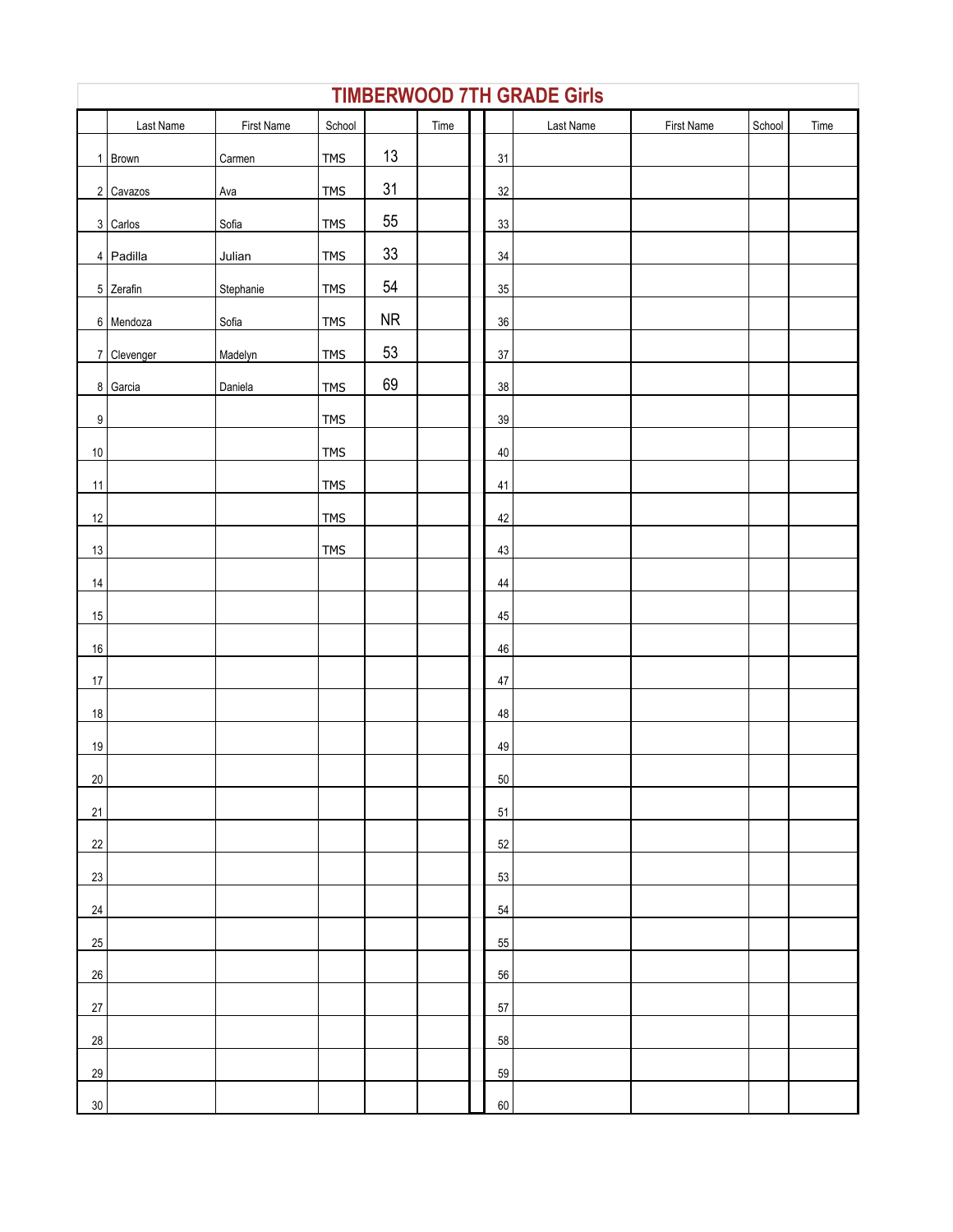# TIMBERWOOD 7TH GRADE Girls

| | Last Name | First Name | School | | Time | | | Last Name | First Name | School | Time |
|---|---|---|---|---|---|---|---|---|---|---|---|
| 1 | Brown | Carmen | TMS | 13 | | | 31 | | | | |
| 2 | Cavazos | Ava | TMS | 31 | | | 32 | | | | |
| 3 | Carlos | Sofia | TMS | 55 | | | 33 | | | | |
| 4 | Padilla | Julian | TMS | 33 | | | 34 | | | | |
| 5 | Zerafin | Stephanie | TMS | 54 | | | 35 | | | | |
| 6 | Mendoza | Sofia | TMS | NR | | | 36 | | | | |
| 7 | Clevenger | Madelyn | TMS | 53 | | | 37 | | | | |
| 8 | Garcia | Daniela | TMS | 69 | | | 38 | | | | |
| 9 | | | TMS | | | | 39 | | | | |
| 10 | | | TMS | | | | 40 | | | | |
| 11 | | | TMS | | | | 41 | | | | |
| 12 | | | TMS | | | | 42 | | | | |
| 13 | | | TMS | | | | 43 | | | | |
| 14 | | | | | | | 44 | | | | |
| 15 | | | | | | | 45 | | | | |
| 16 | | | | | | | 46 | | | | |
| 17 | | | | | | | 47 | | | | |
| 18 | | | | | | | 48 | | | | |
| 19 | | | | | | | 49 | | | | |
| 20 | | | | | | | 50 | | | | |
| 21 | | | | | | | 51 | | | | |
| 22 | | | | | | | 52 | | | | |
| 23 | | | | | | | 53 | | | | |
| 24 | | | | | | | 54 | | | | |
| 25 | | | | | | | 55 | | | | |
| 26 | | | | | | | 56 | | | | |
| 27 | | | | | | | 57 | | | | |
| 28 | | | | | | | 58 | | | | |
| 29 | | | | | | | 59 | | | | |
| 30 | | | | | | | 60 | | | | |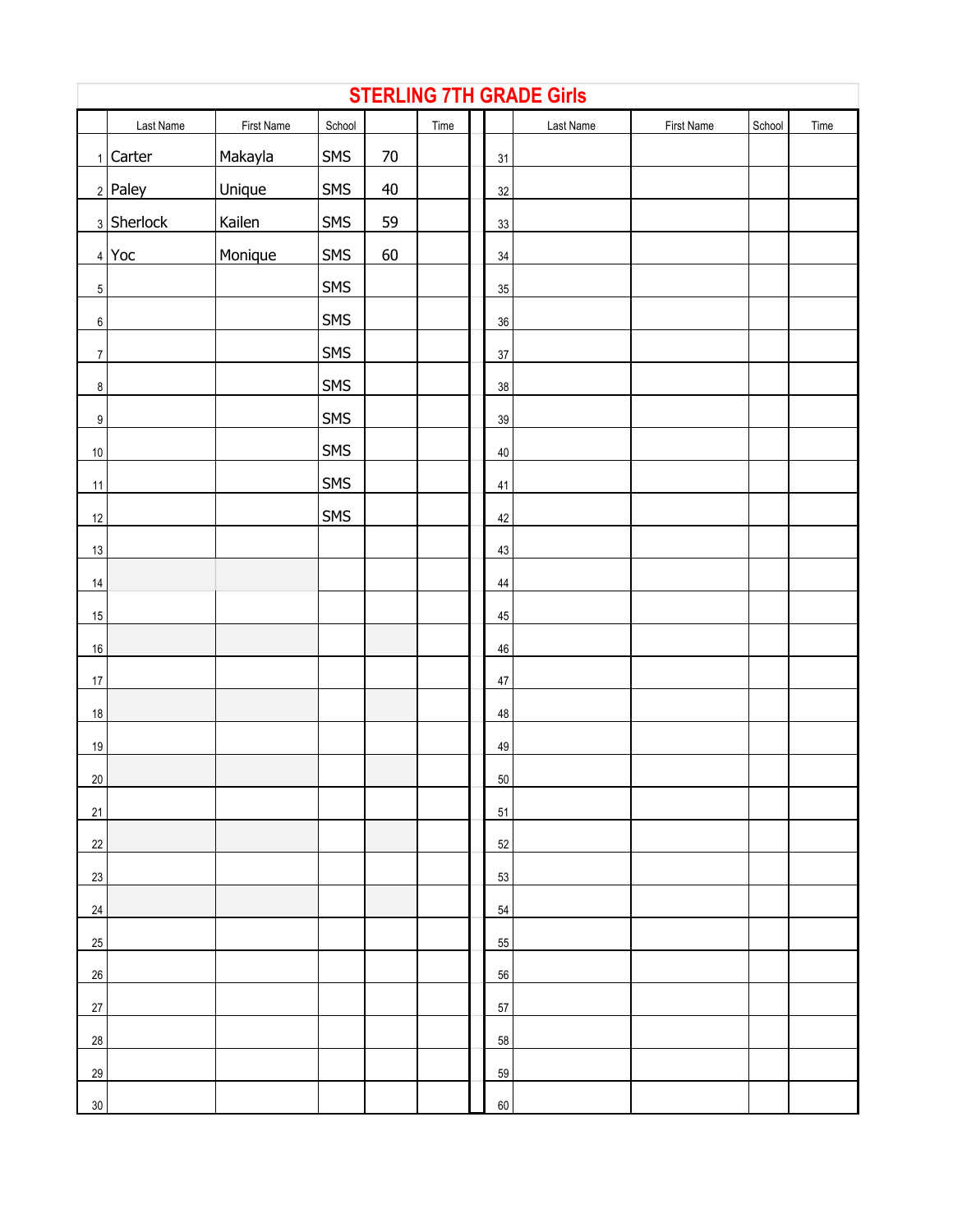# STERLING 7TH GRADE Girls

| | Last Name | First Name | School | | Time | | Last Name | First Name | School | Time |
|---|---|---|---|---|---|---|---|---|---|---|
| 1 | Carter | Makayla | SMS | 70 | | 31 | | | | |
| 2 | Paley | Unique | SMS | 40 | | 32 | | | | |
| 3 | Sherlock | Kailen | SMS | 59 | | 33 | | | | |
| 4 | Yoc | Monique | SMS | 60 | | 34 | | | | |
| 5 | | | SMS | | | 35 | | | | |
| 6 | | | SMS | | | 36 | | | | |
| 7 | | | SMS | | | 37 | | | | |
| 8 | | | SMS | | | 38 | | | | |
| 9 | | | SMS | | | 39 | | | | |
| 10 | | | SMS | | | 40 | | | | |
| 11 | | | SMS | | | 41 | | | | |
| 12 | | | SMS | | | 42 | | | | |
| 13 | | | | | | 43 | | | | |
| 14 | | | | | | 44 | | | | |
| 15 | | | | | | 45 | | | | |
| 16 | | | | | | 46 | | | | |
| 17 | | | | | | 47 | | | | |
| 18 | | | | | | 48 | | | | |
| 19 | | | | | | 49 | | | | |
| 20 | | | | | | 50 | | | | |
| 21 | | | | | | 51 | | | | |
| 22 | | | | | | 52 | | | | |
| 23 | | | | | | 53 | | | | |
| 24 | | | | | | 54 | | | | |
| 25 | | | | | | 55 | | | | |
| 26 | | | | | | 56 | | | | |
| 27 | | | | | | 57 | | | | |
| 28 | | | | | | 58 | | | | |
| 29 | | | | | | 59 | | | | |
| 30 | | | | | | 60 | | | | |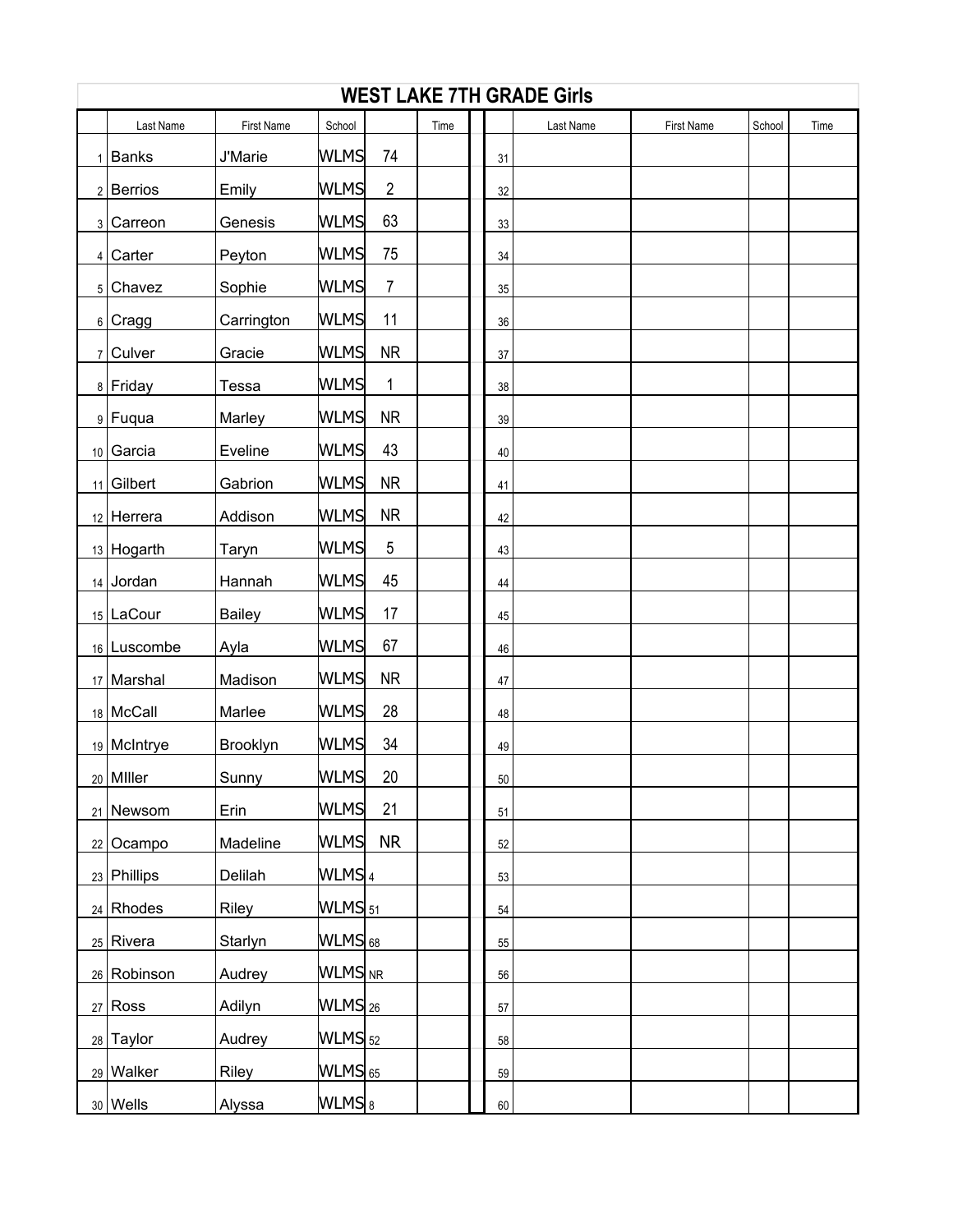# WEST LAKE 7TH GRADE Girls

| | Last Name | First Name | School | | Time | | Last Name | First Name | School | Time |
|---|---|---|---|---|---|---|---|---|---|---|
| 1 | Banks | J'Marie | WLMS | 74 | | 31 | | | | |
| 2 | Berrios | Emily | WLMS | 2 | | 32 | | | | |
| 3 | Carreon | Genesis | WLMS | 63 | | 33 | | | | |
| 4 | Carter | Peyton | WLMS | 75 | | 34 | | | | |
| 5 | Chavez | Sophie | WLMS | 7 | | 35 | | | | |
| 6 | Cragg | Carrington | WLMS | 11 | | 36 | | | | |
| 7 | Culver | Gracie | WLMS | NR | | 37 | | | | |
| 8 | Friday | Tessa | WLMS | 1 | | 38 | | | | |
| 9 | Fuqua | Marley | WLMS | NR | | 39 | | | | |
| 10 | Garcia | Eveline | WLMS | 43 | | 40 | | | | |
| 11 | Gilbert | Gabrion | WLMS | NR | | 41 | | | | |
| 12 | Herrera | Addison | WLMS | NR | | 42 | | | | |
| 13 | Hogarth | Taryn | WLMS | 5 | | 43 | | | | |
| 14 | Jordan | Hannah | WLMS | 45 | | 44 | | | | |
| 15 | LaCour | Bailey | WLMS | 17 | | 45 | | | | |
| 16 | Luscombe | Ayla | WLMS | 67 | | 46 | | | | |
| 17 | Marshal | Madison | WLMS | NR | | 47 | | | | |
| 18 | McCall | Marlee | WLMS | 28 | | 48 | | | | |
| 19 | McIntrye | Brooklyn | WLMS | 34 | | 49 | | | | |
| 20 | MIller | Sunny | WLMS | 20 | | 50 | | | | |
| 21 | Newsom | Erin | WLMS | 21 | | 51 | | | | |
| 22 | Ocampo | Madeline | WLMS | NR | | 52 | | | | |
| 23 | Phillips | Delilah | WLMS | 4 | | 53 | | | | |
| 24 | Rhodes | Riley | WLMS | 51 | | 54 | | | | |
| 25 | Rivera | Starlyn | WLMS | 68 | | 55 | | | | |
| 26 | Robinson | Audrey | WLMS | NR | | 56 | | | | |
| 27 | Ross | Adilyn | WLMS | 26 | | 57 | | | | |
| 28 | Taylor | Audrey | WLMS | 52 | | 58 | | | | |
| 29 | Walker | Riley | WLMS | 65 | | 59 | | | | |
| 30 | Wells | Alyssa | WLMS | 8 | | 60 | | | | |